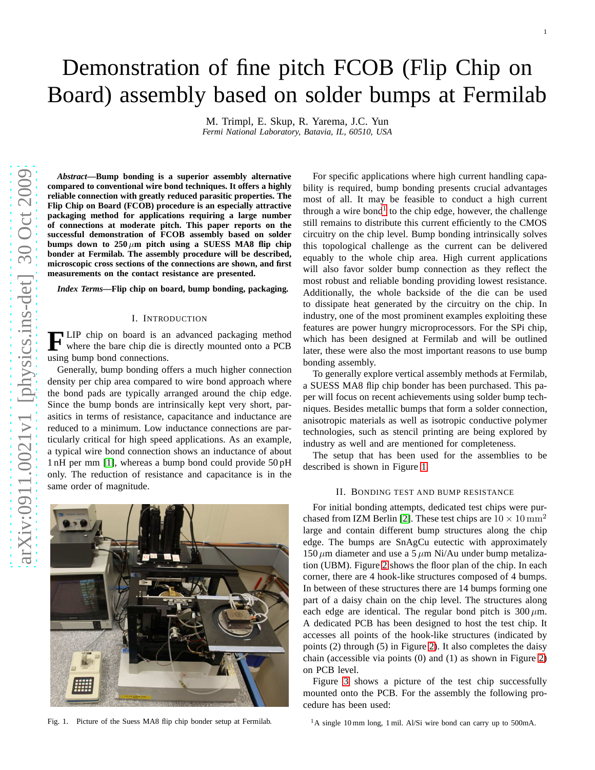# Demonstration of fine pitch FCOB (Flip Chip on Board) assembly based on solder bumps at Fermilab

M. Trimpl, E. Skup, R. Yarema, J.C. Yun
*Fermi National Laboratory, Batavia, IL, 60510, USA*

***Abstract*—Bump bonding is a superior assembly alternative compared to conventional wire bond techniques. It offers a highly reliable connection with greatly reduced parasitic properties. The Flip Chip on Board (FCOB) procedure is an especially attractive packaging method for applications requiring a large number of connections at moderate pitch. This paper reports on the successful demonstration of FCOB assembly based on solder bumps down to 250 $\mu$m pitch using a SUESS MA8 flip chip bonder at Fermilab. The assembly procedure will be described, microscopic cross sections of the connections are shown, and first measurements on the contact resistance are presented.**

***Index Terms*—Flip chip on board, bump bonding, packaging.**

## I. Introduction

Flip chip on board is an advanced packaging method where the bare chip die is directly mounted onto a PCB using bump bond connections.

Generally, bump bonding offers a much higher connection density per chip area compared to wire bond approach where the bond pads are typically arranged around the chip edge. Since the bump bonds are intrinsically kept very short, parasitics in terms of resistance, capacitance and inductance are reduced to a minimum. Low inductance connections are particularly critical for high speed applications. As an example, a typical wire bond connection shows an inductance of about 1 nH per mm [1], whereas a bump bond could provide 50 pH only. The reduction of resistance and capacitance is in the same order of magnitude.

Fig. 1. Picture of the Suess MA8 flip chip bonder setup at Fermilab.

For specific applications where high current handling capability is required, bump bonding presents crucial advantages most of all. It may be feasible to conduct a high current through a wire bond[1] to the chip edge, however, the challenge still remains to distribute this current efficiently to the CMOS circuitry on the chip level. Bump bonding intrinsically solves this topological challenge as the current can be delivered equably to the whole chip area. High current applications will also favor solder bump connection as they reflect the most robust and reliable bonding providing lowest resistance. Additionally, the whole backside of the die can be used to dissipate heat generated by the circuitry on the chip. In industry, one of the most prominent examples exploiting these features are power hungry microprocessors. For the SPi chip, which has been designed at Fermilab and will be outlined later, these were also the most important reasons to use bump bonding assembly.

To generally explore vertical assembly methods at Fermilab, a SUESS MA8 flip chip bonder has been purchased. This paper will focus on recent achievements using solder bump techniques. Besides metallic bumps that form a solder connection, anisotropic materials as well as isotropic conductive polymer technologies, such as stencil printing are being explored by industry as well and are mentioned for completeness.

The setup that has been used for the assemblies to be described is shown in Figure 1.

## II. Bonding Test and Bump Resistance

For initial bonding attempts, dedicated test chips were purchased from IZM Berlin [2]. These test chips are $10 \times 10\,\mathrm{mm}^2$ large and contain different bump structures along the chip edge. The bumps are SnAgCu eutectic with approximately 150 $\mu$m diameter and use a 5 $\mu$m Ni/Au under bump metalization (UBM). Figure 2 shows the floor plan of the chip. In each corner, there are 4 hook-like structures composed of 4 bumps. In between of these structures there are 14 bumps forming one part of a daisy chain on the chip level. The structures along each edge are identical. The regular bond pitch is 300 $\mu$m. A dedicated PCB has been designed to host the test chip. It accesses all points of the hook-like structures (indicated by points (2) through (5) in Figure 2). It also completes the daisy chain (accessible via points (0) and (1) as shown in Figure 2) on PCB level.

Figure 3 shows a picture of the test chip successfully mounted onto the PCB. For the assembly the following procedure has been used:

[1] A single 10 mm long, 1 mil. Al/Si wire bond can carry up to 500mA.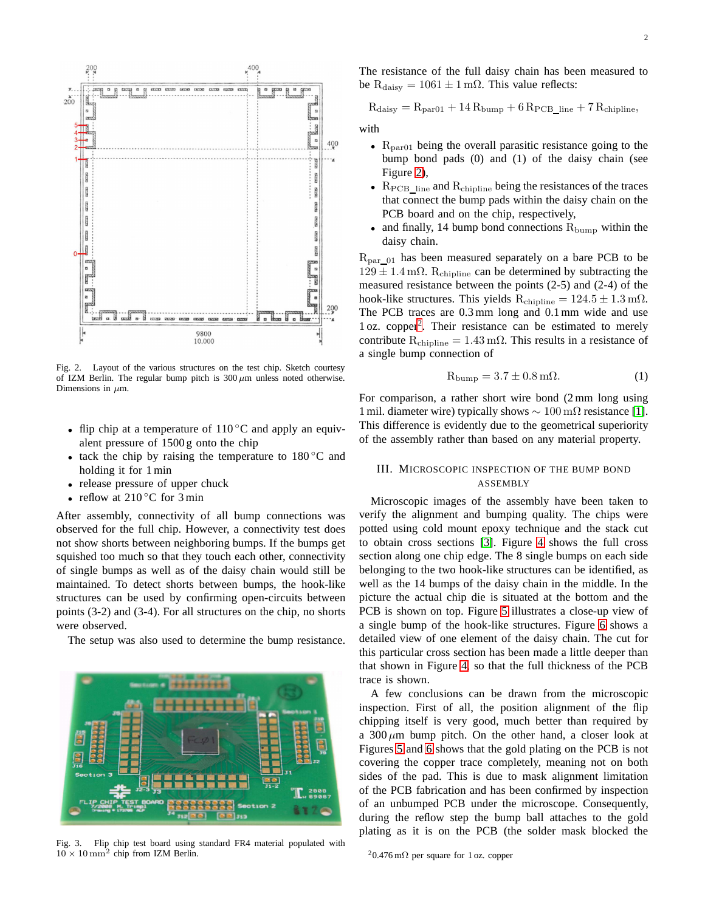Fig. 2. Layout of the various structures on the test chip. Sketch courtesy of IZM Berlin. The regular bump pitch is 300 $\mu$m unless noted otherwise. Dimensions in $\mu$m.

- flip chip at a temperature of 110 °C and apply an equivalent pressure of 1500 g onto the chip
- tack the chip by raising the temperature to 180 °C and holding it for 1 min
- release pressure of upper chuck
- reflow at 210 °C for 3 min

After assembly, connectivity of all bump connections was observed for the full chip. However, a connectivity test does not show shorts between neighboring bumps. If the bumps get squished too much so that they touch each other, connectivity of single bumps as well as of the daisy chain would still be maintained. To detect shorts between bumps, the hook-like structures can be used by confirming open-circuits between points (3-2) and (3-4). For all structures on the chip, no shorts were observed.

The setup was also used to determine the bump resistance.

Fig. 3. Flip chip test board using standard FR4 material populated with $10 \times 10\,\text{mm}^2$ chip from IZM Berlin.

The resistance of the full daisy chain has been measured to be $R_{\text{daisy}} = 1061 \pm 1\,\text{m}\Omega$. This value reflects:

$$R_{\text{daisy}} = R_{\text{par01}} + 14\,R_{\text{bump}} + 6\,R_{\text{PCB\_line}} + 7\,R_{\text{chipline}},$$

with

- $R_{\text{par01}}$ being the overall parasitic resistance going to the bump bond pads (0) and (1) of the daisy chain (see Figure 2),
- $R_{\text{PCB\_line}}$ and $R_{\text{chipline}}$ being the resistances of the traces that connect the bump pads within the daisy chain on the PCB board and on the chip, respectively,
- and finally, 14 bump bond connections $R_{\text{bump}}$ within the daisy chain.

$R_{\text{par\_01}}$ has been measured separately on a bare PCB to be $129 \pm 1.4\,\text{m}\Omega$. $R_{\text{chipline}}$ can be determined by subtracting the measured resistance between the points (2-5) and (2-4) of the hook-like structures. This yields $R_{\text{chipline}} = 124.5 \pm 1.3\,\text{m}\Omega$. The PCB traces are 0.3 mm long and 0.1 mm wide and use 1 oz. copper[2]. Their resistance can be estimated to merely contribute $R_{\text{chipline}} = 1.43\,\text{m}\Omega$. This results in a resistance of a single bump connection of

$$R_{\text{bump}} = 3.7 \pm 0.8\,\text{m}\Omega. \quad (1)$$

For comparison, a rather short wire bond (2 mm long using 1 mil. diameter wire) typically shows $\sim 100\,\text{m}\Omega$ resistance [1]. This difference is evidently due to the geometrical superiority of the assembly rather than based on any material property.

## III. Microscopic Inspection of the Bump Bond Assembly

Microscopic images of the assembly have been taken to verify the alignment and bumping quality. The chips were potted using cold mount epoxy technique and the stack cut to obtain cross sections [3]. Figure 4 shows the full cross section along one chip edge. The 8 single bumps on each side belonging to the two hook-like structures can be identified, as well as the 14 bumps of the daisy chain in the middle. In the picture the actual chip die is situated at the bottom and the PCB is shown on top. Figure 5 illustrates a close-up view of a single bump of the hook-like structures. Figure 6 shows a detailed view of one element of the daisy chain. The cut for this particular cross section has been made a little deeper than that shown in Figure 4, so that the full thickness of the PCB trace is shown.

A few conclusions can be drawn from the microscopic inspection. First of all, the position alignment of the flip chipping itself is very good, much better than required by a 300 $\mu$m bump pitch. On the other hand, a closer look at Figures 5 and 6 shows that the gold plating on the PCB is not covering the copper trace completely, meaning not on both sides of the pad. This is due to mask alignment limitation of the PCB fabrication and has been confirmed by inspection of an unbumped PCB under the microscope. Consequently, during the reflow step the bump ball attaches to the gold plating as it is on the PCB (the solder mask blocked the

[2] 0.476 m$\Omega$ per square for 1 oz. copper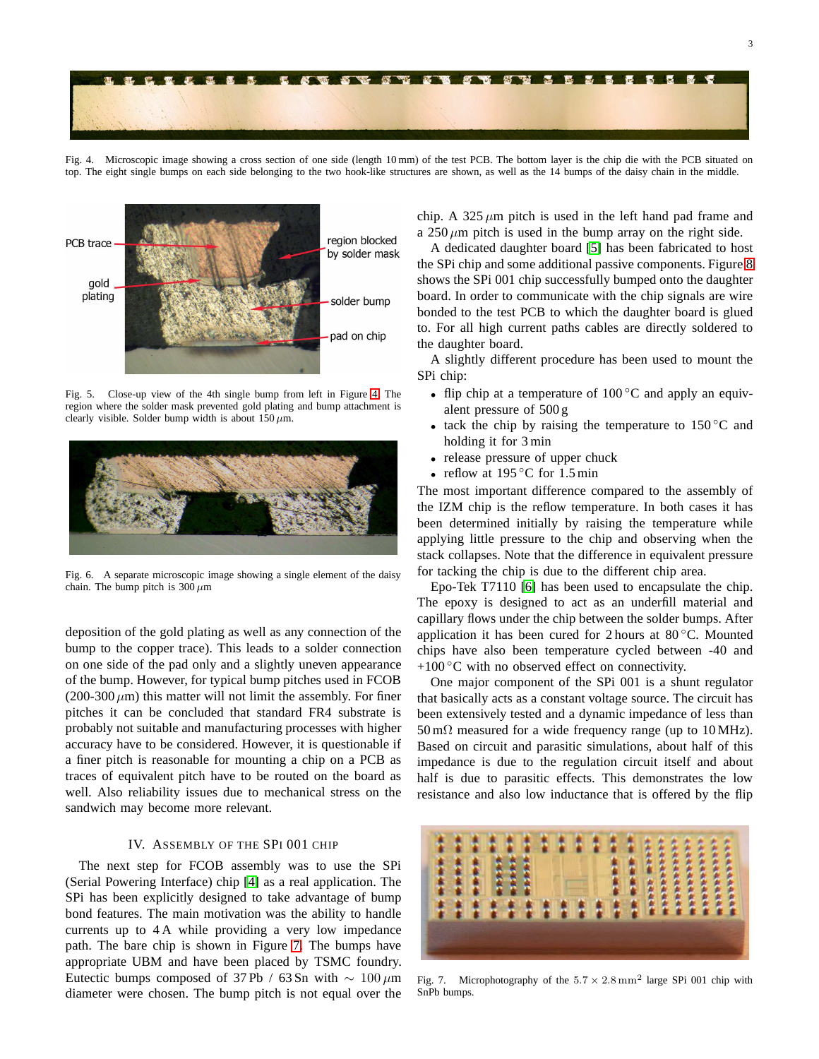Fig. 4. Microscopic image showing a cross section of one side (length 10 mm) of the test PCB. The bottom layer is the chip die with the PCB situated on top. The eight single bumps on each side belonging to the two hook-like structures are shown, as well as the 14 bumps of the daisy chain in the middle.

Fig. 5. Close-up view of the 4th single bump from left in Figure 4. The region where the solder mask prevented gold plating and bump attachment is clearly visible. Solder bump width is about 150 $\mu$m.

Fig. 6. A separate microscopic image showing a single element of the daisy chain. The bump pitch is 300 $\mu$m

deposition of the gold plating as well as any connection of the bump to the copper trace). This leads to a solder connection on one side of the pad only and a slightly uneven appearance of the bump. However, for typical bump pitches used in FCOB (200-300 $\mu$m) this matter will not limit the assembly. For finer pitches it can be concluded that standard FR4 substrate is probably not suitable and manufacturing processes with higher accuracy have to be considered. However, it is questionable if a finer pitch is reasonable for mounting a chip on a PCB as traces of equivalent pitch have to be routed on the board as well. Also reliability issues due to mechanical stress on the sandwich may become more relevant.

## IV. Assembly of the SPi 001 Chip

The next step for FCOB assembly was to use the SPi (Serial Powering Interface) chip [4] as a real application. The SPi has been explicitly designed to take advantage of bump bond features. The main motivation was the ability to handle currents up to 4 A while providing a very low impedance path. The bare chip is shown in Figure 7. The bumps have appropriate UBM and have been placed by TSMC foundry. Eutectic bumps composed of 37 Pb / 63 Sn with $\sim$ 100 $\mu$m diameter were chosen. The bump pitch is not equal over the chip. A 325 $\mu$m pitch is used in the left hand pad frame and a 250 $\mu$m pitch is used in the bump array on the right side.

A dedicated daughter board [5] has been fabricated to host the SPi chip and some additional passive components. Figure 8 shows the SPi 001 chip successfully bumped onto the daughter board. In order to communicate with the chip signals are wire bonded to the test PCB to which the daughter board is glued to. For all high current paths cables are directly soldered to the daughter board.

A slightly different procedure has been used to mount the SPi chip:

- flip chip at a temperature of 100 °C and apply an equivalent pressure of 500 g
- tack the chip by raising the temperature to 150 °C and holding it for 3 min
- release pressure of upper chuck
- reflow at 195 °C for 1.5 min

The most important difference compared to the assembly of the IZM chip is the reflow temperature. In both cases it has been determined initially by raising the temperature while applying little pressure to the chip and observing when the stack collapses. Note that the difference in equivalent pressure for tacking the chip is due to the different chip area.

Epo-Tek T7110 [6] has been used to encapsulate the chip. The epoxy is designed to act as an underfill material and capillary flows under the chip between the solder bumps. After application it has been cured for 2 hours at 80 °C. Mounted chips have also been temperature cycled between -40 and +100 °C with no observed effect on connectivity.

One major component of the SPi 001 is a shunt regulator that basically acts as a constant voltage source. The circuit has been extensively tested and a dynamic impedance of less than 50 m$\Omega$ measured for a wide frequency range (up to 10 MHz). Based on circuit and parasitic simulations, about half of this impedance is due to the regulation circuit itself and about half is due to parasitic effects. This demonstrates the low resistance and also low inductance that is offered by the flip

Fig. 7. Microphotography of the $5.7 \times 2.8\,\mathrm{mm}^2$ large SPi 001 chip with SnPb bumps.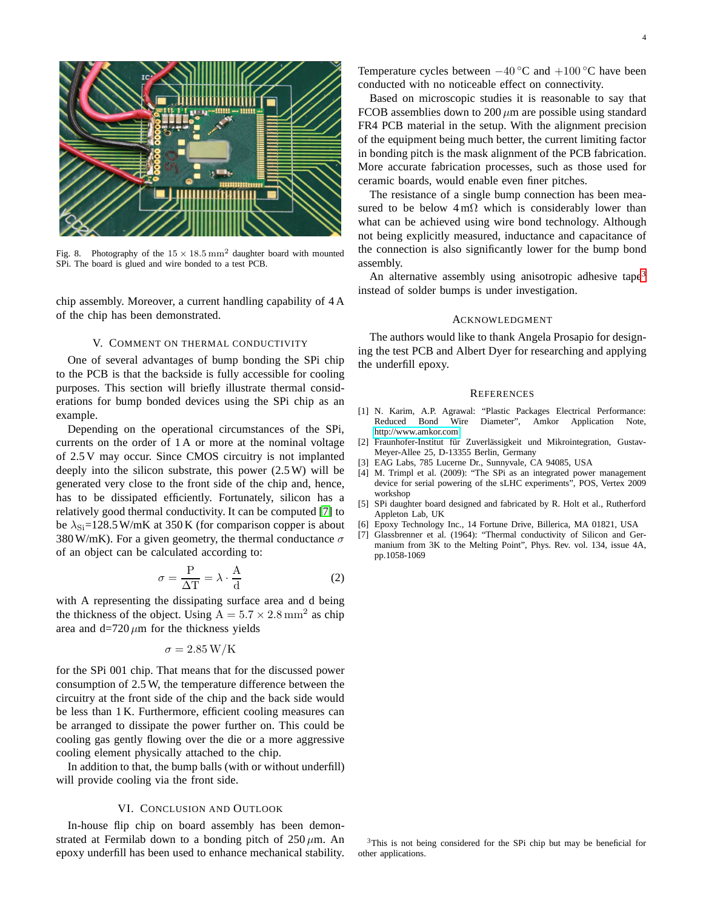Fig. 8. Photography of the $15 \times 18.5\,\mathrm{mm}^2$ daughter board with mounted SPi. The board is glued and wire bonded to a test PCB.

chip assembly. Moreover, a current handling capability of 4 A of the chip has been demonstrated.

## V. Comment on Thermal Conductivity

One of several advantages of bump bonding the SPi chip to the PCB is that the backside is fully accessible for cooling purposes. This section will briefly illustrate thermal considerations for bump bonded devices using the SPi chip as an example.

Depending on the operational circumstances of the SPi, currents on the order of 1 A or more at the nominal voltage of 2.5 V may occur. Since CMOS circuitry is not implanted deeply into the silicon substrate, this power (2.5 W) will be generated very close to the front side of the chip and, hence, has to be dissipated efficiently. Fortunately, silicon has a relatively good thermal conductivity. It can be computed [7] to be $\lambda_{\mathrm{Si}}$=128.5 W/mK at 350 K (for comparison copper is about 380 W/mK). For a given geometry, the thermal conductance $\sigma$ of an object can be calculated according to:

$$\sigma = \frac{\mathrm{P}}{\Delta\mathrm{T}} = \lambda \cdot \frac{\mathrm{A}}{\mathrm{d}} \tag{2}$$

with A representing the dissipating surface area and d being the thickness of the object. Using $\mathrm{A} = 5.7 \times 2.8\,\mathrm{mm}^2$ as chip area and d=720 $\mu$m for the thickness yields

$$\sigma = 2.85\,\mathrm{W/K}$$

for the SPi 001 chip. That means that for the discussed power consumption of 2.5 W, the temperature difference between the circuitry at the front side of the chip and the back side would be less than 1 K. Furthermore, efficient cooling measures can be arranged to dissipate the power further on. This could be cooling gas gently flowing over the die or a more aggressive cooling element physically attached to the chip.

In addition to that, the bump balls (with or without underfill) will provide cooling via the front side.

## VI. Conclusion and Outlook

In-house flip chip on board assembly has been demonstrated at Fermilab down to a bonding pitch of 250 $\mu$m. An epoxy underfill has been used to enhance mechanical stability. Temperature cycles between $-40\,^{\circ}$C and $+100\,^{\circ}$C have been conducted with no noticeable effect on connectivity.

Based on microscopic studies it is reasonable to say that FCOB assemblies down to 200 $\mu$m are possible using standard FR4 PCB material in the setup. With the alignment precision of the equipment being much better, the current limiting factor in bonding pitch is the mask alignment of the PCB fabrication. More accurate fabrication processes, such as those used for ceramic boards, would enable even finer pitches.

The resistance of a single bump connection has been measured to be below $4\,\mathrm{m}\Omega$ which is considerably lower than what can be achieved using wire bond technology. Although not being explicitly measured, inductance and capacitance of the connection is also significantly lower for the bump bond assembly.

An alternative assembly using anisotropic adhesive tape[3] instead of solder bumps is under investigation.

## Acknowledgment

The authors would like to thank Angela Prosapio for designing the test PCB and Albert Dyer for researching and applying the underfill epoxy.

## References

[1] N. Karim, A.P. Agrawal: "Plastic Packages Electrical Performance: Reduced Bond Wire Diameter", Amkor Application Note, http://www.amkor.com

[2] Fraunhofer-Institut für Zuverlässigkeit und Mikrointegration, Gustav-Meyer-Allee 25, D-13355 Berlin, Germany

[3] EAG Labs, 785 Lucerne Dr., Sunnyvale, CA 94085, USA

[4] M. Trimpl et al. (2009): "The SPi as an integrated power management device for serial powering of the sLHC experiments", POS, Vertex 2009 workshop

[5] SPi daughter board designed and fabricated by R. Holt et al., Rutherford Appleton Lab, UK

[6] Epoxy Technology Inc., 14 Fortune Drive, Billerica, MA 01821, USA

[7] Glassbrenner et al. (1964): "Thermal conductivity of Silicon and Germanium from 3K to the Melting Point", Phys. Rev. vol. 134, issue 4A, pp.1058-1069

[3] This is not being considered for the SPi chip but may be beneficial for other applications.